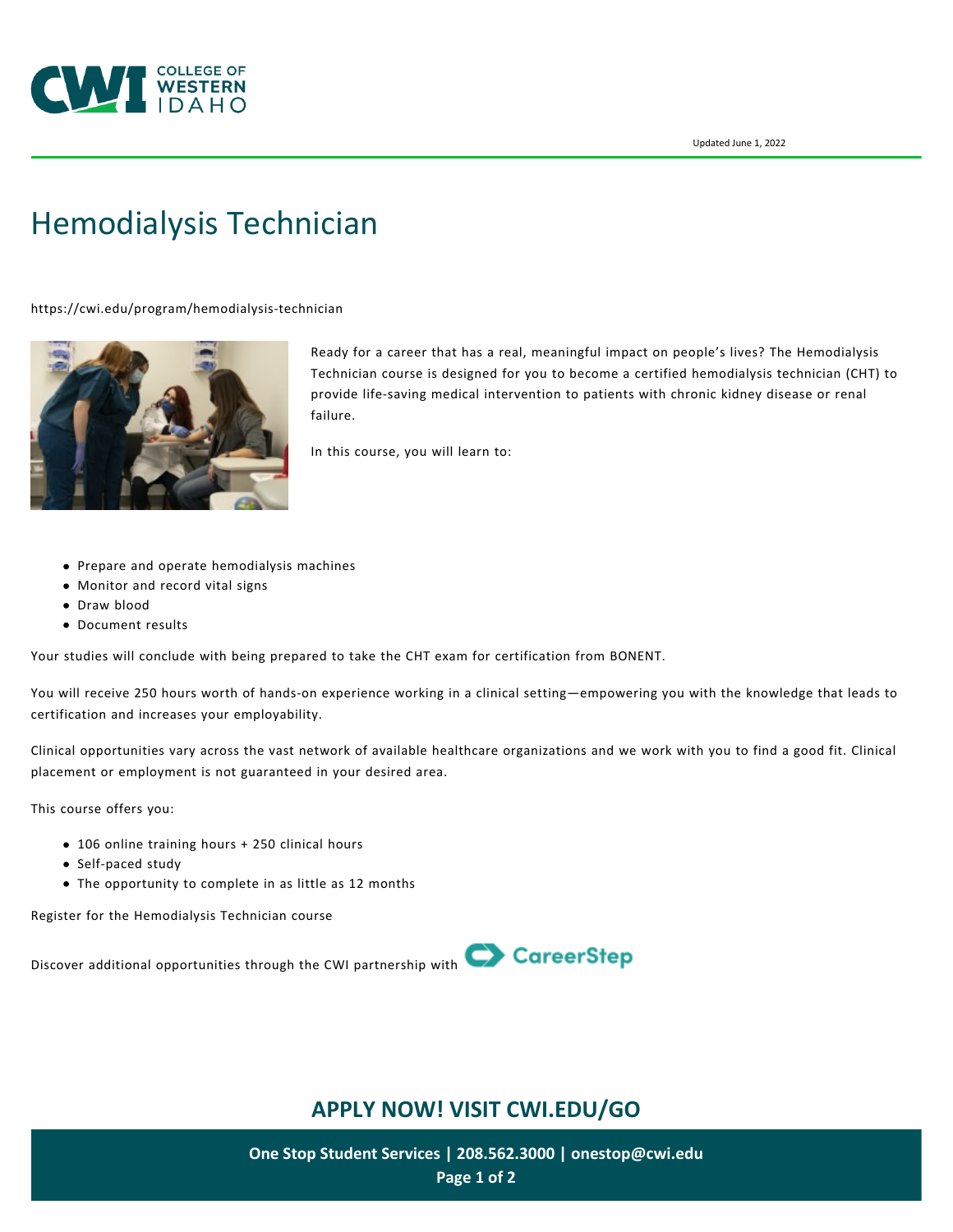Updated June 1, 2022

# Hemodialysis Technician

https://cwi.edu/program/hemodialysis-technician

Ready for a career that has a real, meaningful impact on people's lives? The Hemodialysis Technician course is designed for you to become a certified hemodialysis technician (CHT) to provide life-saving medical intervention to patients with chronic kidney disease or renal failure.

In this course, you will learn to:

- Prepare and operate hemodialysis machines
- Monitor and record vital signs
- Draw blood
- Document results

Your studies will conclude with being prepared to take the CHT exam for certification from BONENT.

You will receive 250 hours worth of hands-on experience working in a clinical setting—empowering you with the knowledge that leads to certification and increases your employability.

Clinical opportunities vary across the vast network of available healthcare organizations and we work with you to find a good fit. Clinical placement or employment is not guaranteed in your desired area.

This course offers you:

- 106 online training hours + 250 clinical hours
- Self-paced study
- The opportunity to complete in as little as 12 months

Register for the Hemodialysis Technician course

Discover additional opportunities through the CWI partnership with CareerStep

**APPLY NOW! VISIT CWI.EDU/GO**

**One Stop Student Services | 208.562.3000 | onestop@cwi.edu**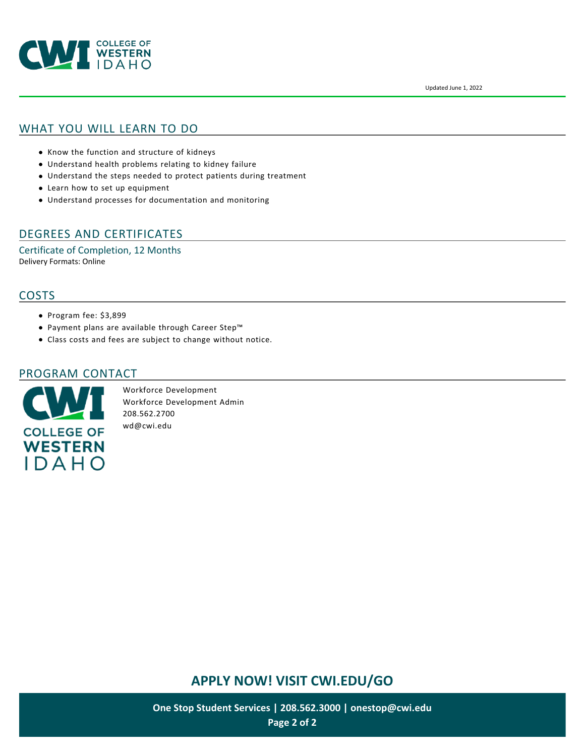Updated June 1, 2022

## WHAT YOU WILL LEARN TO DO

- Know the function and structure of kidneys
- Understand health problems relating to kidney failure
- Understand the steps needed to protect patients during treatment
- Learn how to set up equipment
- Understand processes for documentation and monitoring

## DEGREES AND CERTIFICATES

### Certificate of Completion, 12 Months

Delivery Formats: Online

## COSTS

- Program fee: $3,899
- Payment plans are available through Career Step™
- Class costs and fees are subject to change without notice.

## PROGRAM CONTACT

Workforce Development
Workforce Development Admin
208.562.2700
wd@cwi.edu

**APPLY NOW! VISIT CWI.EDU/GO**

**One Stop Student Services | 208.562.3000 | onestop@cwi.edu**